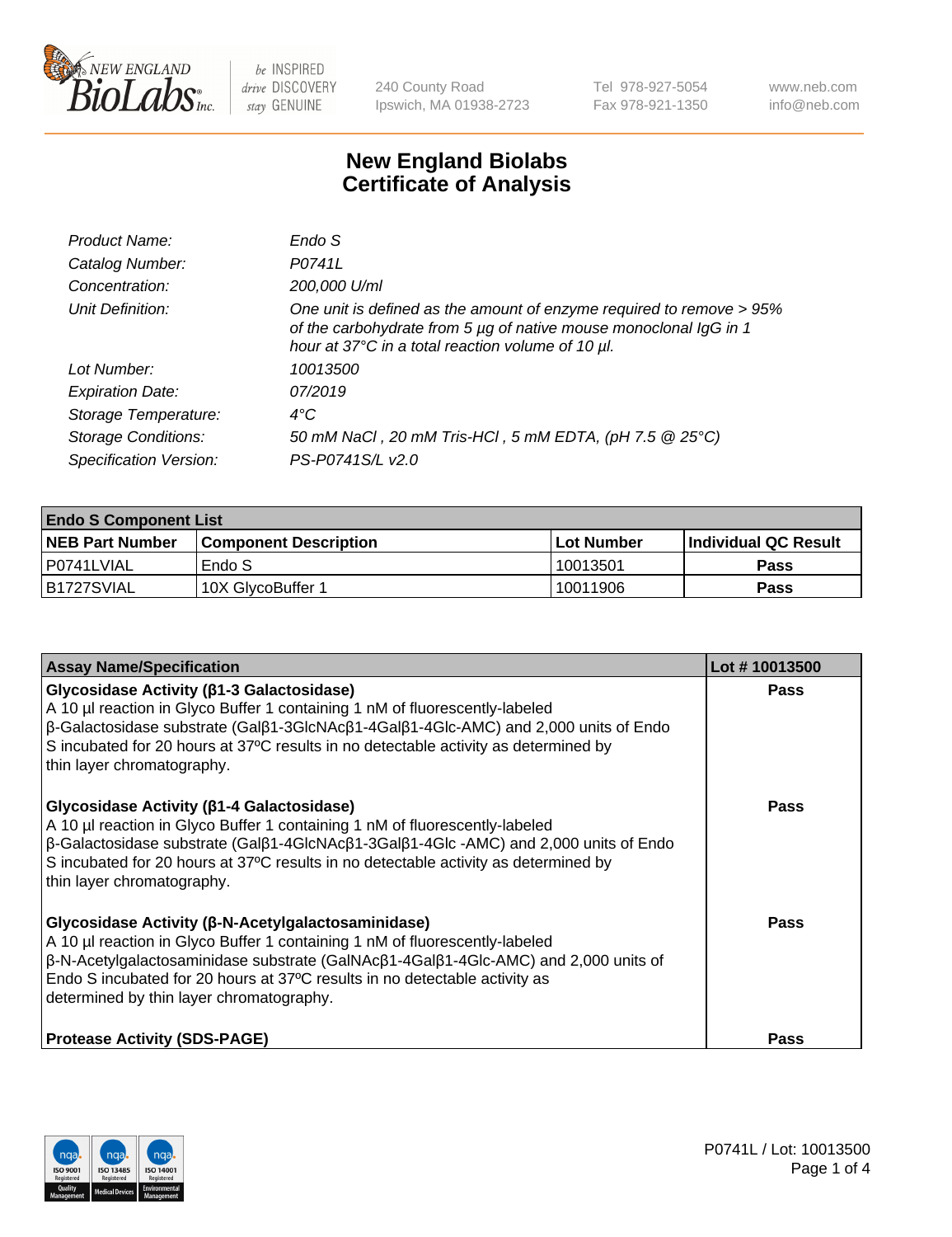240 County Road
Ipswich, MA 01938-2723

Tel 978-927-5054
Fax 978-921-1350

www.neb.com
info@neb.com

# New England Biolabs
# Certificate of Analysis

| | |
|---|---|
| *Product Name:* | *Endo S* |
| *Catalog Number:* | *P0741L* |
| *Concentration:* | *200,000 U/ml* |
| *Unit Definition:* | *One unit is defined as the amount of enzyme required to remove > 95% of the carbohydrate from 5 µg of native mouse monoclonal IgG in 1 hour at 37°C in a total reaction volume of 10 µl.* |
| *Lot Number:* | *10013500* |
| *Expiration Date:* | *07/2019* |
| *Storage Temperature:* | *4°C* |
| *Storage Conditions:* | *50 mM NaCl , 20 mM Tris-HCl , 5 mM EDTA, (pH 7.5 @ 25°C)* |
| *Specification Version:* | *PS-P0741S/L v2.0* |

| **Endo S Component List** | | | |
|---|---|---|---|
| **NEB Part Number** | **Component Description** | **Lot Number** | **Individual QC Result** |
| P0741LVIAL | Endo S | 10013501 | **Pass** |
| B1727SVIAL | 10X GlycoBuffer 1 | 10011906 | **Pass** |

| **Assay Name/Specification** | **Lot # 10013500** |
|---|---|
| **Glycosidase Activity (β1-3 Galactosidase)**<br>A 10 µl reaction in Glyco Buffer 1 containing 1 nM of fluorescently-labeled β-Galactosidase substrate (Galβ1-3GlcNAcβ1-4Galβ1-4Glc-AMC) and 2,000 units of Endo S incubated for 20 hours at 37ºC results in no detectable activity as determined by thin layer chromatography. | **Pass** |
| **Glycosidase Activity (β1-4 Galactosidase)**<br>A 10 µl reaction in Glyco Buffer 1 containing 1 nM of fluorescently-labeled β-Galactosidase substrate (Galβ1-4GlcNAcβ1-3Galβ1-4Glc -AMC) and 2,000 units of Endo S incubated for 20 hours at 37ºC results in no detectable activity as determined by thin layer chromatography. | **Pass** |
| **Glycosidase Activity (β-N-Acetylgalactosaminidase)**<br>A 10 µl reaction in Glyco Buffer 1 containing 1 nM of fluorescently-labeled β-N-Acetylgalactosaminidase substrate (GalNAcβ1-4Galβ1-4Glc-AMC) and 2,000 units of Endo S incubated for 20 hours at 37ºC results in no detectable activity as determined by thin layer chromatography. | **Pass** |
| **Protease Activity (SDS-PAGE)** | **Pass** |

P0741L / Lot: 10013500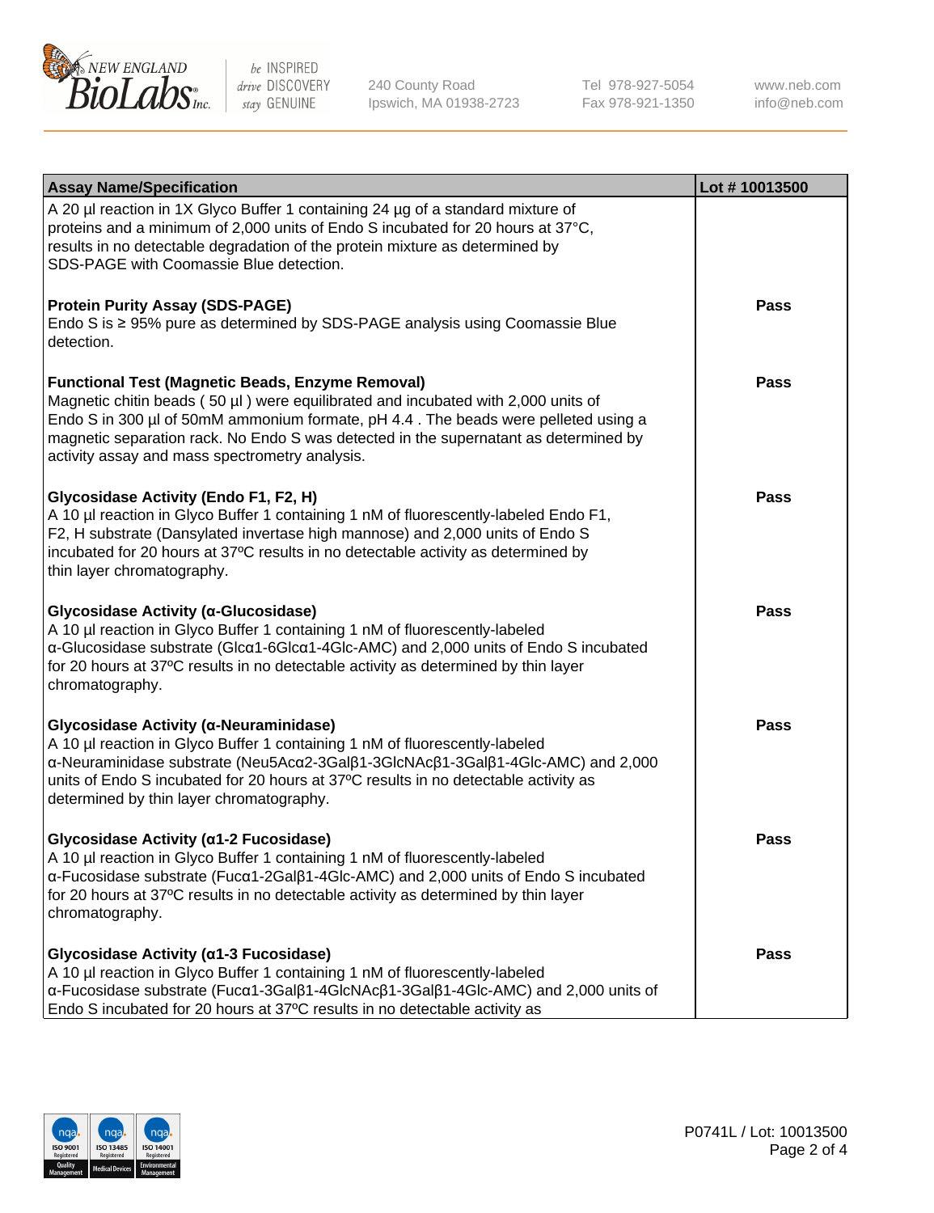| Assay Name/Specification | Lot # 10013500 |
|---|---|
| A 20 µl reaction in 1X Glyco Buffer 1 containing 24 µg of a standard mixture of proteins and a minimum of 2,000 units of Endo S incubated for 20 hours at 37°C, results in no detectable degradation of the protein mixture as determined by SDS-PAGE with Coomassie Blue detection. | |
| **Protein Purity Assay (SDS-PAGE)**<br>Endo S is ≥ 95% pure as determined by SDS-PAGE analysis using Coomassie Blue detection. | **Pass** |
| **Functional Test (Magnetic Beads, Enzyme Removal)**<br>Magnetic chitin beads ( 50 µl ) were equilibrated and incubated with 2,000 units of Endo S in 300 µl of 50mM ammonium formate, pH 4.4 . The beads were pelleted using a magnetic separation rack. No Endo S was detected in the supernatant as determined by activity assay and mass spectrometry analysis. | **Pass** |
| **Glycosidase Activity (Endo F1, F2, H)**<br>A 10 µl reaction in Glyco Buffer 1 containing 1 nM of fluorescently-labeled Endo F1, F2, H substrate (Dansylated invertase high mannose) and 2,000 units of Endo S incubated for 20 hours at 37ºC results in no detectable activity as determined by thin layer chromatography. | **Pass** |
| **Glycosidase Activity (α-Glucosidase)**<br>A 10 µl reaction in Glyco Buffer 1 containing 1 nM of fluorescently-labeled α-Glucosidase substrate (Glcα1-6Glcα1-4Glc-AMC) and 2,000 units of Endo S incubated for 20 hours at 37ºC results in no detectable activity as determined by thin layer chromatography. | **Pass** |
| **Glycosidase Activity (α-Neuraminidase)**<br>A 10 µl reaction in Glyco Buffer 1 containing 1 nM of fluorescently-labeled α-Neuraminidase substrate (Neu5Acα2-3Galβ1-3GlcNAcβ1-3Galβ1-4Glc-AMC) and 2,000 units of Endo S incubated for 20 hours at 37ºC results in no detectable activity as determined by thin layer chromatography. | **Pass** |
| **Glycosidase Activity (α1-2 Fucosidase)**<br>A 10 µl reaction in Glyco Buffer 1 containing 1 nM of fluorescently-labeled α-Fucosidase substrate (Fucα1-2Galβ1-4Glc-AMC) and 2,000 units of Endo S incubated for 20 hours at 37ºC results in no detectable activity as determined by thin layer chromatography. | **Pass** |
| **Glycosidase Activity (α1-3 Fucosidase)**<br>A 10 µl reaction in Glyco Buffer 1 containing 1 nM of fluorescently-labeled α-Fucosidase substrate (Fucα1-3Galβ1-4GlcNAcβ1-3Galβ1-4Glc-AMC) and 2,000 units of Endo S incubated for 20 hours at 37ºC results in no detectable activity as | **Pass** |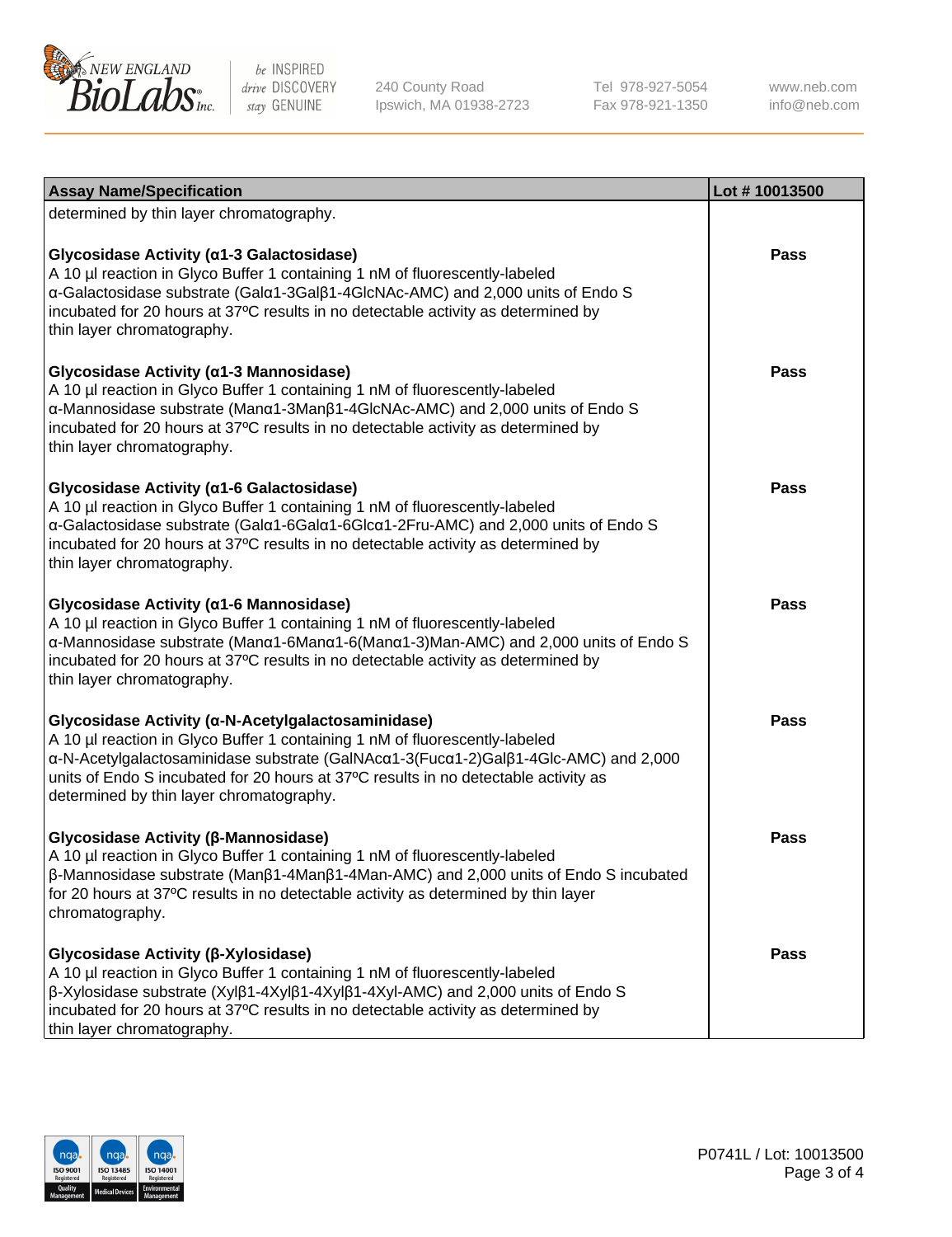| Assay Name/Specification | Lot # 10013500 |
| --- | --- |
| determined by thin layer chromatography. | |
| **Glycosidase Activity (α1-3 Galactosidase)**<br>A 10 µl reaction in Glyco Buffer 1 containing 1 nM of fluorescently-labeled α-Galactosidase substrate (Galα1-3Galβ1-4GlcNAc-AMC) and 2,000 units of Endo S incubated for 20 hours at 37ºC results in no detectable activity as determined by thin layer chromatography. | Pass |
| **Glycosidase Activity (α1-3 Mannosidase)**<br>A 10 µl reaction in Glyco Buffer 1 containing 1 nM of fluorescently-labeled α-Mannosidase substrate (Manα1-3Manβ1-4GlcNAc-AMC) and 2,000 units of Endo S incubated for 20 hours at 37ºC results in no detectable activity as determined by thin layer chromatography. | Pass |
| **Glycosidase Activity (α1-6 Galactosidase)**<br>A 10 µl reaction in Glyco Buffer 1 containing 1 nM of fluorescently-labeled α-Galactosidase substrate (Galα1-6Galα1-6Glcα1-2Fru-AMC) and 2,000 units of Endo S incubated for 20 hours at 37ºC results in no detectable activity as determined by thin layer chromatography. | Pass |
| **Glycosidase Activity (α1-6 Mannosidase)**<br>A 10 µl reaction in Glyco Buffer 1 containing 1 nM of fluorescently-labeled α-Mannosidase substrate (Manα1-6Manα1-6(Manα1-3)Man-AMC) and 2,000 units of Endo S incubated for 20 hours at 37ºC results in no detectable activity as determined by thin layer chromatography. | Pass |
| **Glycosidase Activity (α-N-Acetylgalactosaminidase)**<br>A 10 µl reaction in Glyco Buffer 1 containing 1 nM of fluorescently-labeled α-N-Acetylgalactosaminidase substrate (GalNAcα1-3(Fucα1-2)Galβ1-4Glc-AMC) and 2,000 units of Endo S incubated for 20 hours at 37ºC results in no detectable activity as determined by thin layer chromatography. | Pass |
| **Glycosidase Activity (β-Mannosidase)**<br>A 10 µl reaction in Glyco Buffer 1 containing 1 nM of fluorescently-labeled β-Mannosidase substrate (Manβ1-4Manβ1-4Man-AMC) and 2,000 units of Endo S incubated for 20 hours at 37ºC results in no detectable activity as determined by thin layer chromatography. | Pass |
| **Glycosidase Activity (β-Xylosidase)**<br>A 10 µl reaction in Glyco Buffer 1 containing 1 nM of fluorescently-labeled β-Xylosidase substrate (Xylβ1-4Xylβ1-4Xylβ1-4Xyl-AMC) and 2,000 units of Endo S incubated for 20 hours at 37ºC results in no detectable activity as determined by thin layer chromatography. | Pass |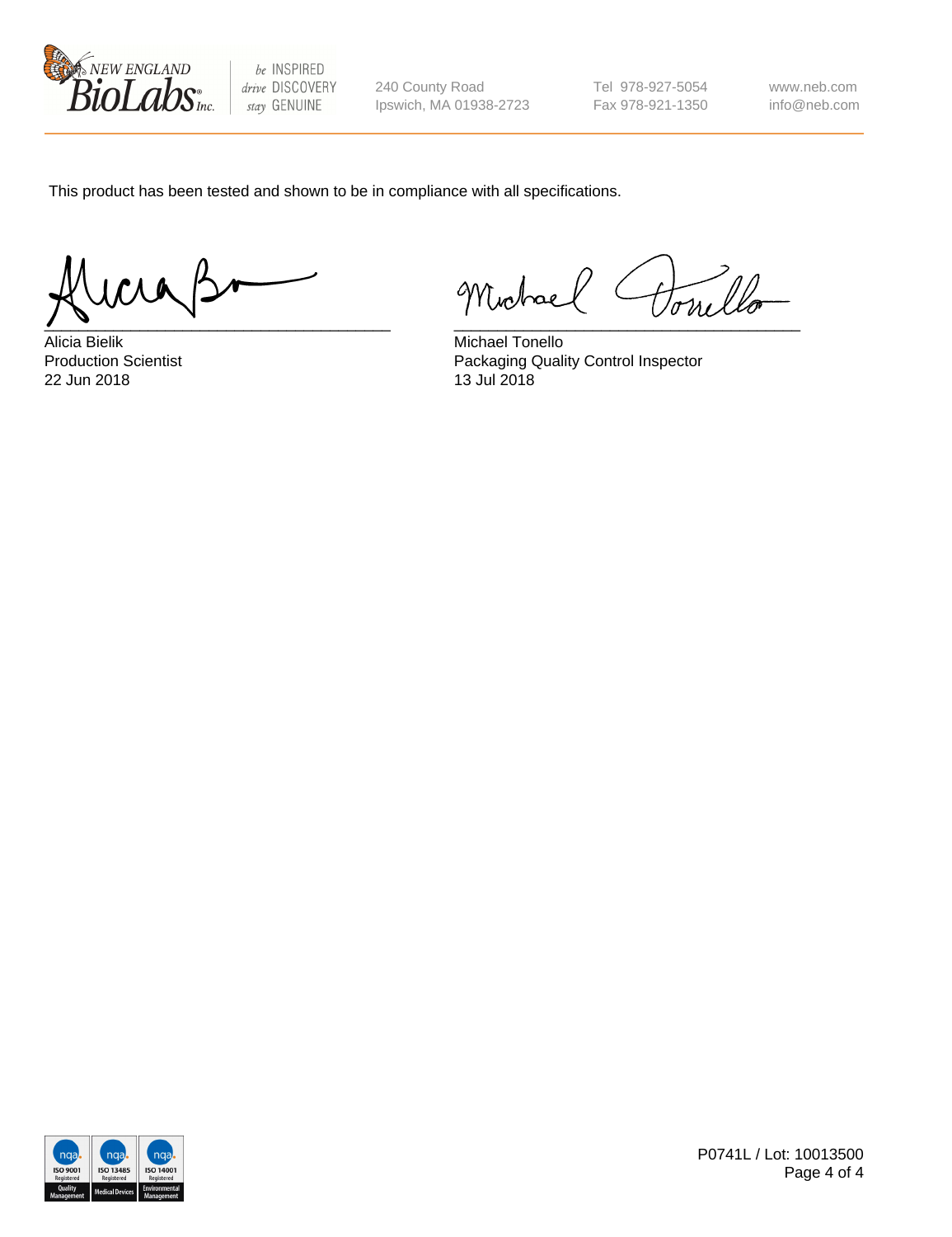This product has been tested and shown to be in compliance with all specifications.

Alicia Bielik
Production Scientist
22 Jun 2018

Michael Tonello
Packaging Quality Control Inspector
13 Jul 2018

P0741L / Lot: 10013500